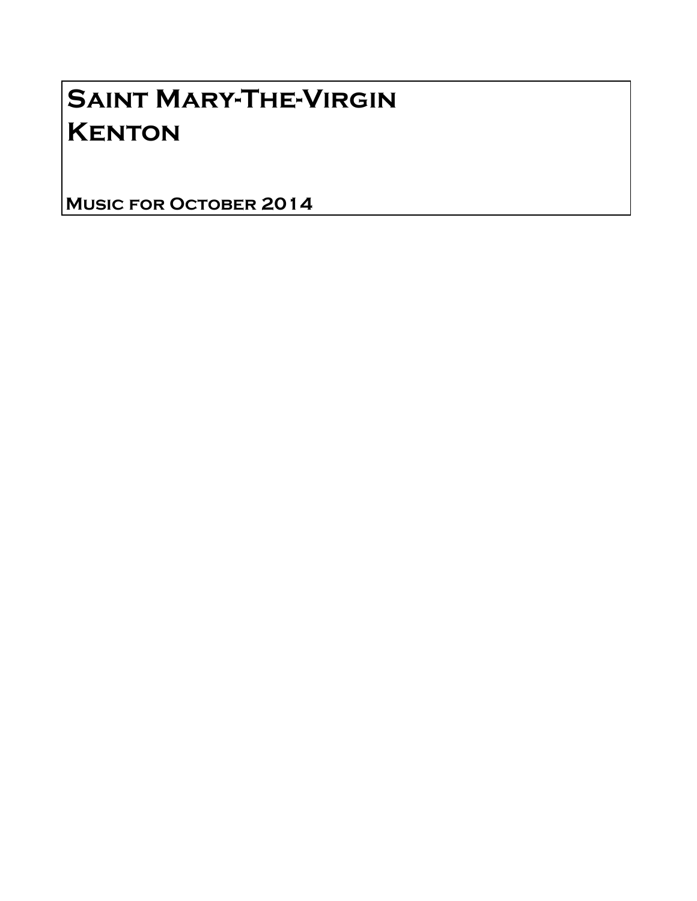# Saint Mary-The-Virgin
# Kenton

## Music for October 2014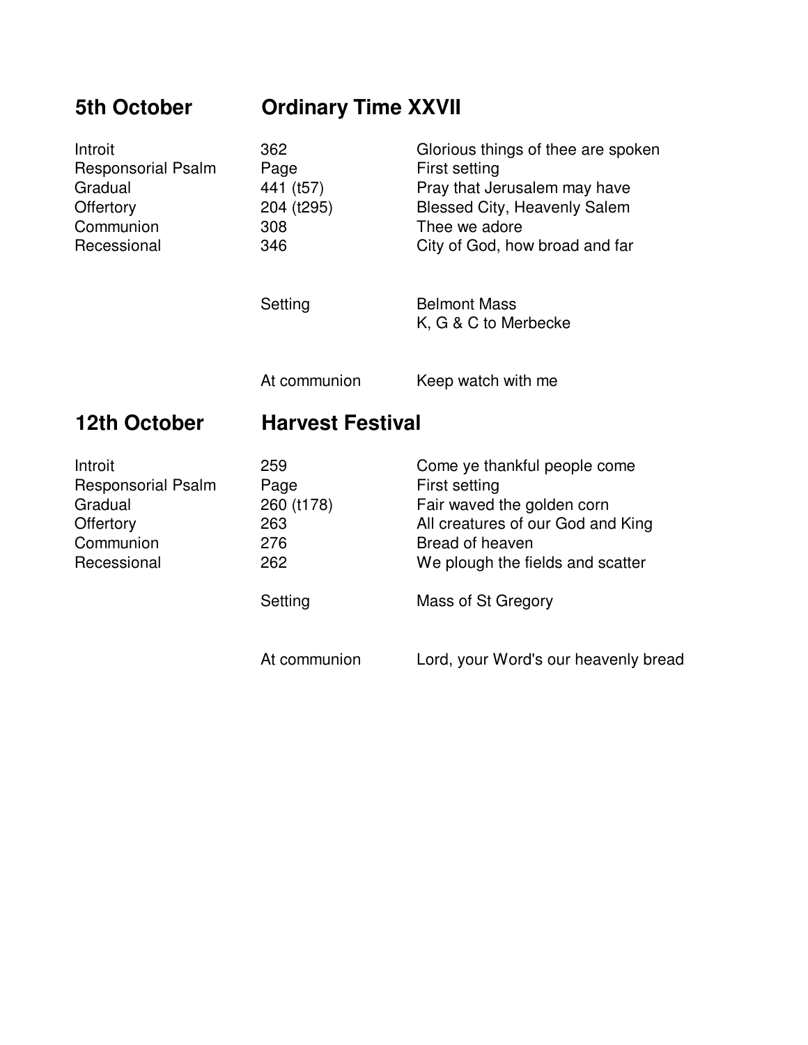## 5th October — Ordinary Time XXVII

| | | |
|---|---|---|
| Introit | 362 | Glorious things of thee are spoken |
| Responsorial Psalm | Page | First setting |
| Gradual | 441 (t57) | Pray that Jerusalem may have |
| Offertory | 204 (t295) | Blessed City, Heavenly Salem |
| Communion | 308 | Thee we adore |
| Recessional | 346 | City of God, how broad and far |
| | Setting | Belmont Mass<br>K, G & C to Merbecke |
| | At communion | Keep watch with me |

## 12th October — Harvest Festival

| | | |
|---|---|---|
| Introit | 259 | Come ye thankful people come |
| Responsorial Psalm | Page | First setting |
| Gradual | 260 (t178) | Fair waved the golden corn |
| Offertory | 263 | All creatures of our God and King |
| Communion | 276 | Bread of heaven |
| Recessional | 262 | We plough the fields and scatter |
| | Setting | Mass of St Gregory |
| | At communion | Lord, your Word's our heavenly bread |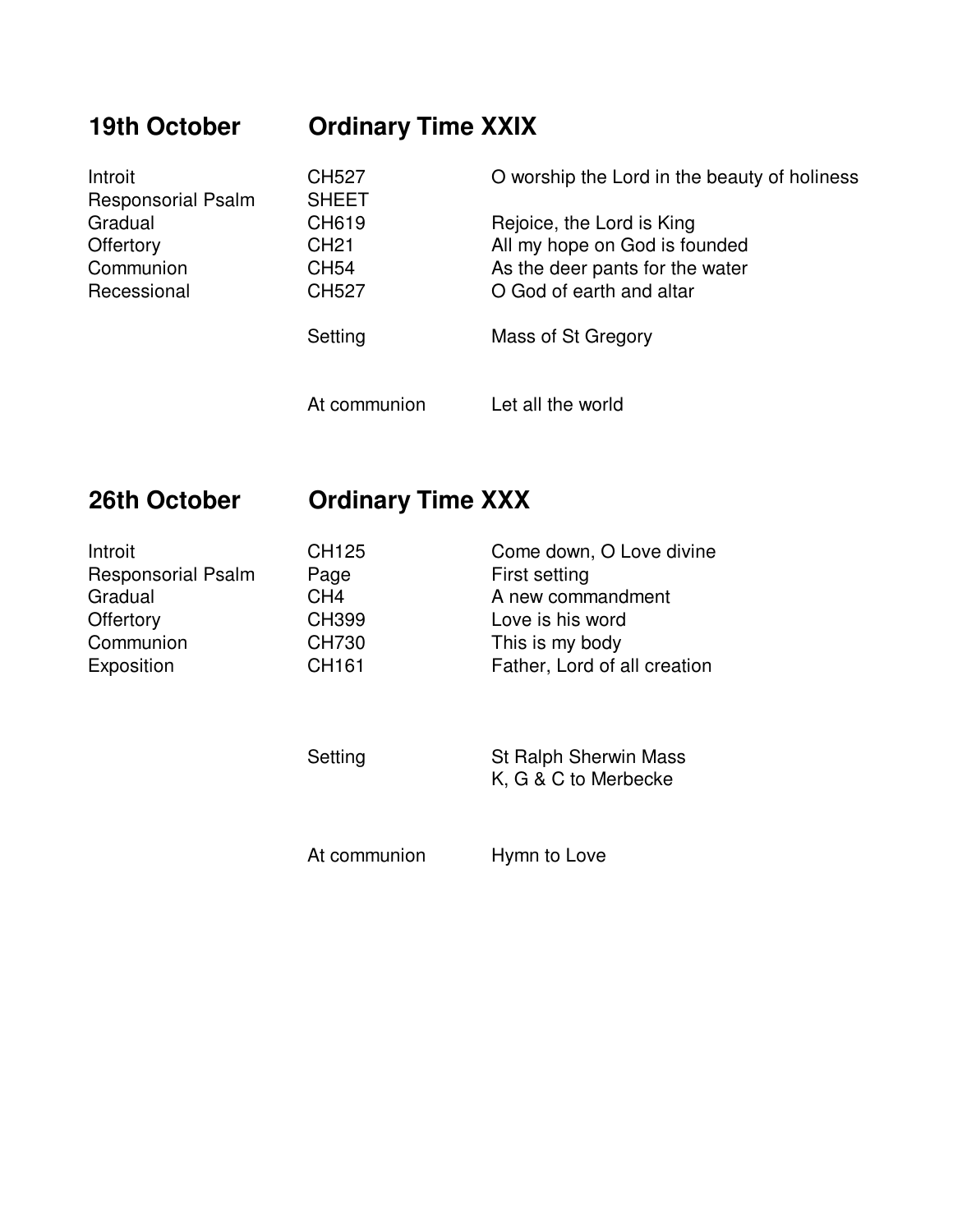## 19th October — Ordinary Time XXIX

| | | |
|---|---|---|
| Introit | CH527 | O worship the Lord in the beauty of holiness |
| Responsorial Psalm | SHEET | |
| Gradual | CH619 | Rejoice, the Lord is King |
| Offertory | CH21 | All my hope on God is founded |
| Communion | CH54 | As the deer pants for the water |
| Recessional | CH527 | O God of earth and altar |
| | Setting | Mass of St Gregory |
| | At communion | Let all the world |

## 26th October — Ordinary Time XXX

| | | |
|---|---|---|
| Introit | CH125 | Come down, O Love divine |
| Responsorial Psalm | Page | First setting |
| Gradual | CH4 | A new commandment |
| Offertory | CH399 | Love is his word |
| Communion | CH730 | This is my body |
| Exposition | CH161 | Father, Lord of all creation |
| | Setting | St Ralph Sherwin Mass<br>K, G & C to Merbecke |
| | At communion | Hymn to Love |